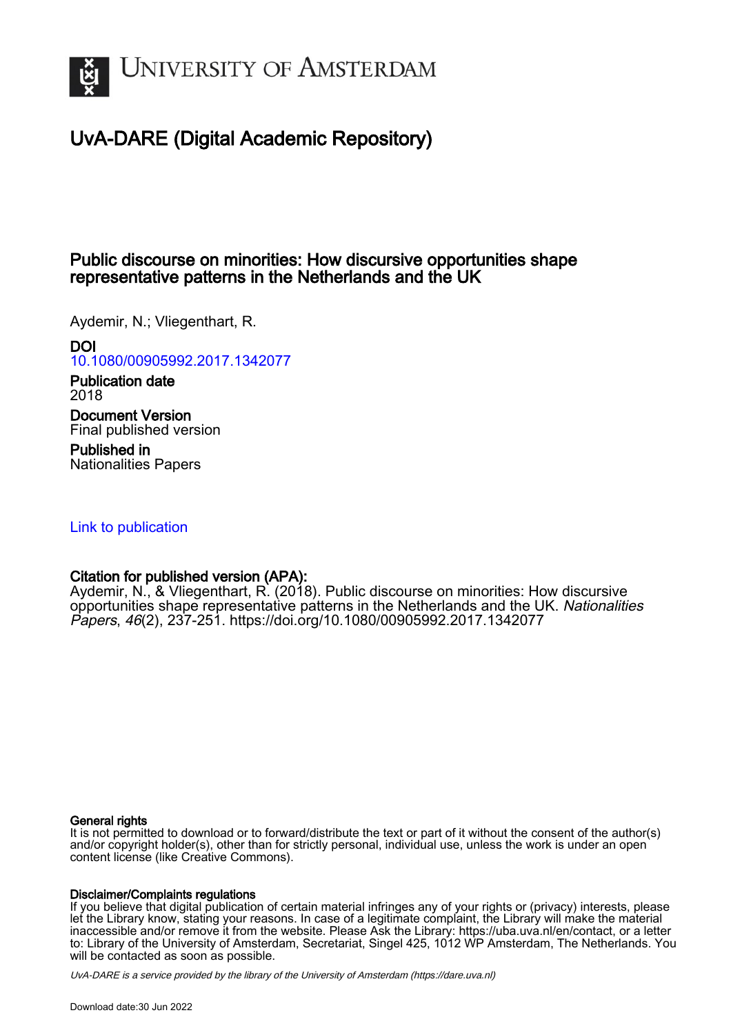# UNIVERSITY OF AMSTERDAM

## UvA-DARE (Digital Academic Repository)

### Public discourse on minorities: How discursive opportunities shape representative patterns in the Netherlands and the UK

Aydemir, N.; Vliegenthart, R.

**DOI**
10.1080/00905992.2017.1342077

**Publication date**
2018

**Document Version**
Final published version

**Published in**
Nationalities Papers

Link to publication

**Citation for published version (APA):**
Aydemir, N., & Vliegenthart, R. (2018). Public discourse on minorities: How discursive opportunities shape representative patterns in the Netherlands and the UK. *Nationalities Papers*, *46*(2), 237-251. https://doi.org/10.1080/00905992.2017.1342077

**General rights**
It is not permitted to download or to forward/distribute the text or part of it without the consent of the author(s) and/or copyright holder(s), other than for strictly personal, individual use, unless the work is under an open content license (like Creative Commons).

**Disclaimer/Complaints regulations**
If you believe that digital publication of certain material infringes any of your rights or (privacy) interests, please let the Library know, stating your reasons. In case of a legitimate complaint, the Library will make the material inaccessible and/or remove it from the website. Please Ask the Library: https://uba.uva.nl/en/contact, or a letter to: Library of the University of Amsterdam, Secretariat, Singel 425, 1012 WP Amsterdam, The Netherlands. You will be contacted as soon as possible.

*UvA-DARE is a service provided by the library of the University of Amsterdam (https://dare.uva.nl)*

Download date:30 Jun 2022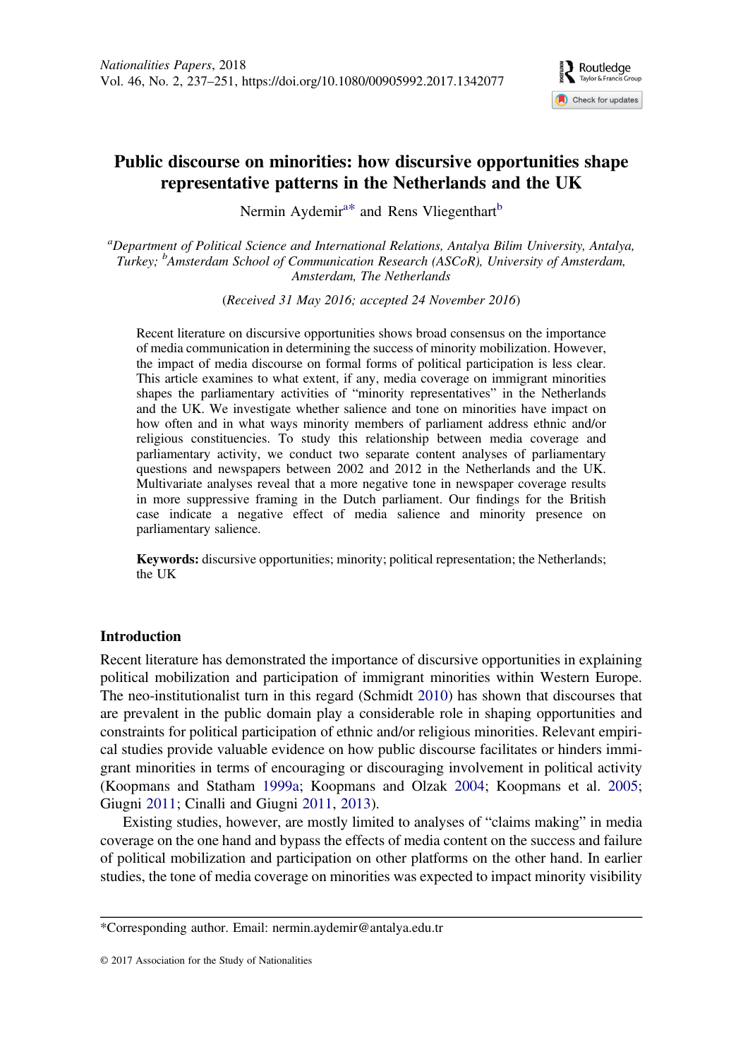# Public discourse on minorities: how discursive opportunities shape representative patterns in the Netherlands and the UK

Nermin Aydemir[a*] and Rens Vliegenthart[b]

[a]*Department of Political Science and International Relations, Antalya Bilim University, Antalya, Turkey;* [b]*Amsterdam School of Communication Research (ASCoR), University of Amsterdam, Amsterdam, The Netherlands*

(*Received 31 May 2016; accepted 24 November 2016*)

Recent literature on discursive opportunities shows broad consensus on the importance of media communication in determining the success of minority mobilization. However, the impact of media discourse on formal forms of political participation is less clear. This article examines to what extent, if any, media coverage on immigrant minorities shapes the parliamentary activities of "minority representatives" in the Netherlands and the UK. We investigate whether salience and tone on minorities have impact on how often and in what ways minority members of parliament address ethnic and/or religious constituencies. To study this relationship between media coverage and parliamentary activity, we conduct two separate content analyses of parliamentary questions and newspapers between 2002 and 2012 in the Netherlands and the UK. Multivariate analyses reveal that a more negative tone in newspaper coverage results in more suppressive framing in the Dutch parliament. Our findings for the British case indicate a negative effect of media salience and minority presence on parliamentary salience.

**Keywords:** discursive opportunities; minority; political representation; the Netherlands; the UK

## Introduction

Recent literature has demonstrated the importance of discursive opportunities in explaining political mobilization and participation of immigrant minorities within Western Europe. The neo-institutionalist turn in this regard (Schmidt 2010) has shown that discourses that are prevalent in the public domain play a considerable role in shaping opportunities and constraints for political participation of ethnic and/or religious minorities. Relevant empirical studies provide valuable evidence on how public discourse facilitates or hinders immigrant minorities in terms of encouraging or discouraging involvement in political activity (Koopmans and Statham 1999a; Koopmans and Olzak 2004; Koopmans et al. 2005; Giugni 2011; Cinalli and Giugni 2011, 2013).

Existing studies, however, are mostly limited to analyses of "claims making" in media coverage on the one hand and bypass the effects of media content on the success and failure of political mobilization and participation on other platforms on the other hand. In earlier studies, the tone of media coverage on minorities was expected to impact minority visibility

*Corresponding author. Email: nermin.aydemir@antalya.edu.tr

© 2017 Association for the Study of Nationalities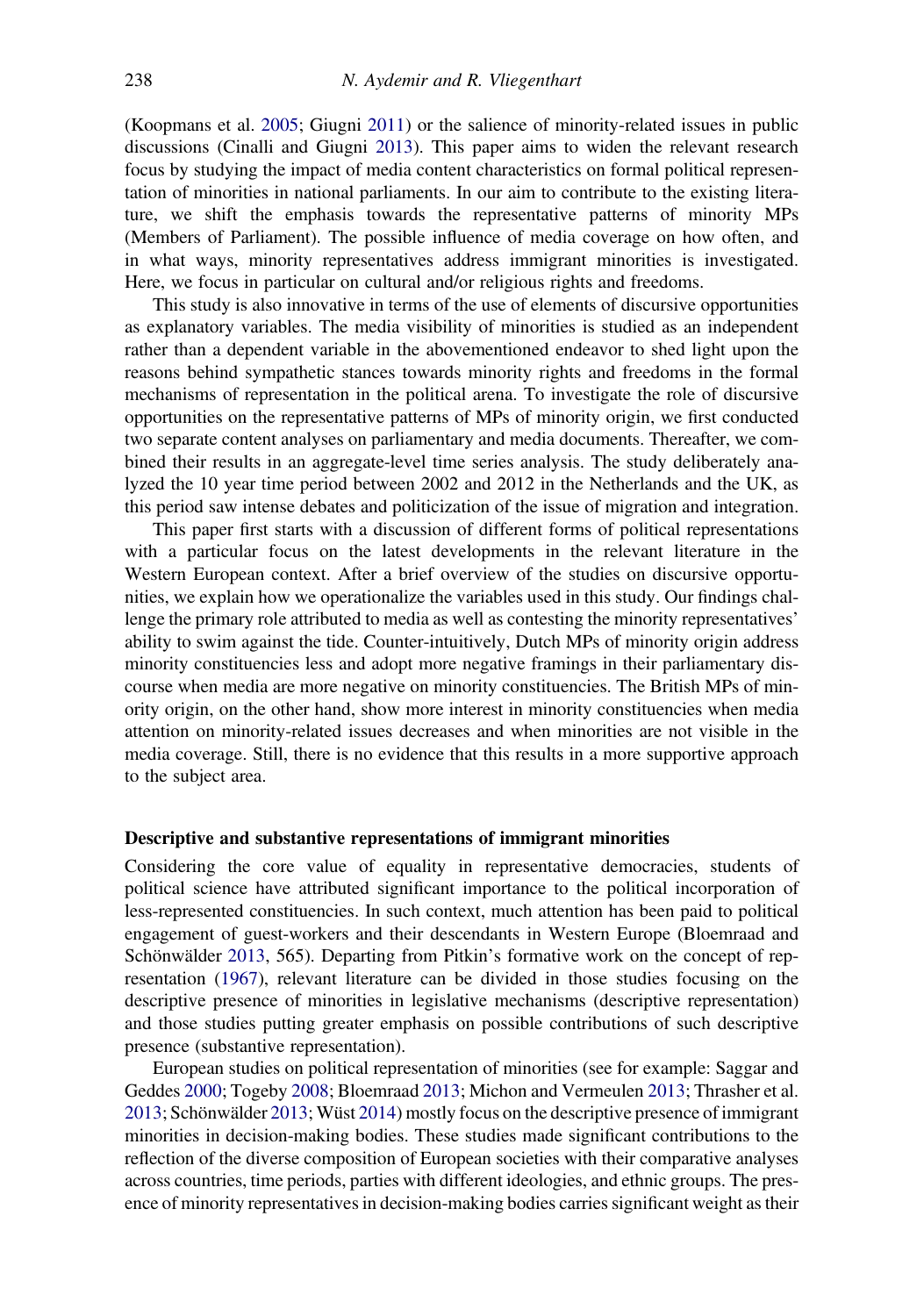(Koopmans et al. 2005; Giugni 2011) or the salience of minority-related issues in public discussions (Cinalli and Giugni 2013). This paper aims to widen the relevant research focus by studying the impact of media content characteristics on formal political representation of minorities in national parliaments. In our aim to contribute to the existing literature, we shift the emphasis towards the representative patterns of minority MPs (Members of Parliament). The possible influence of media coverage on how often, and in what ways, minority representatives address immigrant minorities is investigated. Here, we focus in particular on cultural and/or religious rights and freedoms.

This study is also innovative in terms of the use of elements of discursive opportunities as explanatory variables. The media visibility of minorities is studied as an independent rather than a dependent variable in the abovementioned endeavor to shed light upon the reasons behind sympathetic stances towards minority rights and freedoms in the formal mechanisms of representation in the political arena. To investigate the role of discursive opportunities on the representative patterns of MPs of minority origin, we first conducted two separate content analyses on parliamentary and media documents. Thereafter, we combined their results in an aggregate-level time series analysis. The study deliberately analyzed the 10 year time period between 2002 and 2012 in the Netherlands and the UK, as this period saw intense debates and politicization of the issue of migration and integration.

This paper first starts with a discussion of different forms of political representations with a particular focus on the latest developments in the relevant literature in the Western European context. After a brief overview of the studies on discursive opportunities, we explain how we operationalize the variables used in this study. Our findings challenge the primary role attributed to media as well as contesting the minority representatives' ability to swim against the tide. Counter-intuitively, Dutch MPs of minority origin address minority constituencies less and adopt more negative framings in their parliamentary discourse when media are more negative on minority constituencies. The British MPs of minority origin, on the other hand, show more interest in minority constituencies when media attention on minority-related issues decreases and when minorities are not visible in the media coverage. Still, there is no evidence that this results in a more supportive approach to the subject area.

### Descriptive and substantive representations of immigrant minorities

Considering the core value of equality in representative democracies, students of political science have attributed significant importance to the political incorporation of less-represented constituencies. In such context, much attention has been paid to political engagement of guest-workers and their descendants in Western Europe (Bloemraad and Schönwälder 2013, 565). Departing from Pitkin's formative work on the concept of representation (1967), relevant literature can be divided in those studies focusing on the descriptive presence of minorities in legislative mechanisms (descriptive representation) and those studies putting greater emphasis on possible contributions of such descriptive presence (substantive representation).

European studies on political representation of minorities (see for example: Saggar and Geddes 2000; Togeby 2008; Bloemraad 2013; Michon and Vermeulen 2013; Thrasher et al. 2013; Schönwälder 2013; Wüst 2014) mostly focus on the descriptive presence of immigrant minorities in decision-making bodies. These studies made significant contributions to the reflection of the diverse composition of European societies with their comparative analyses across countries, time periods, parties with different ideologies, and ethnic groups. The presence of minority representatives in decision-making bodies carries significant weight as their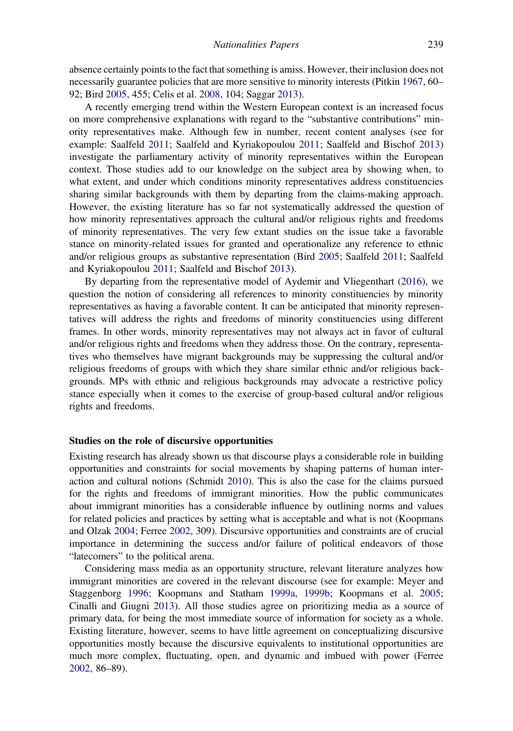absence certainly points to the fact that something is amiss. However, their inclusion does not necessarily guarantee policies that are more sensitive to minority interests (Pitkin 1967, 60–92; Bird 2005, 455; Celis et al. 2008, 104; Saggar 2013).

A recently emerging trend within the Western European context is an increased focus on more comprehensive explanations with regard to the "substantive contributions" minority representatives make. Although few in number, recent content analyses (see for example: Saalfeld 2011; Saalfeld and Kyriakopoulou 2011; Saalfeld and Bischof 2013) investigate the parliamentary activity of minority representatives within the European context. Those studies add to our knowledge on the subject area by showing when, to what extent, and under which conditions minority representatives address constituencies sharing similar backgrounds with them by departing from the claims-making approach. However, the existing literature has so far not systematically addressed the question of how minority representatives approach the cultural and/or religious rights and freedoms of minority representatives. The very few extant studies on the issue take a favorable stance on minority-related issues for granted and operationalize any reference to ethnic and/or religious groups as substantive representation (Bird 2005; Saalfeld 2011; Saalfeld and Kyriakopoulou 2011; Saalfeld and Bischof 2013).

By departing from the representative model of Aydemir and Vliegenthart (2016), we question the notion of considering all references to minority constituencies by minority representatives as having a favorable content. It can be anticipated that minority representatives will address the rights and freedoms of minority constituencies using different frames. In other words, minority representatives may not always act in favor of cultural and/or religious rights and freedoms when they address those. On the contrary, representatives who themselves have migrant backgrounds may be suppressing the cultural and/or religious freedoms of groups with which they share similar ethnic and/or religious backgrounds. MPs with ethnic and religious backgrounds may advocate a restrictive policy stance especially when it comes to the exercise of group-based cultural and/or religious rights and freedoms.

### Studies on the role of discursive opportunities

Existing research has already shown us that discourse plays a considerable role in building opportunities and constraints for social movements by shaping patterns of human interaction and cultural notions (Schmidt 2010). This is also the case for the claims pursued for the rights and freedoms of immigrant minorities. How the public communicates about immigrant minorities has a considerable influence by outlining norms and values for related policies and practices by setting what is acceptable and what is not (Koopmans and Olzak 2004; Ferree 2002, 309). Discursive opportunities and constraints are of crucial importance in determining the success and/or failure of political endeavors of those "latecomers" to the political arena.

Considering mass media as an opportunity structure, relevant literature analyzes how immigrant minorities are covered in the relevant discourse (see for example: Meyer and Staggenborg 1996; Koopmans and Statham 1999a, 1999b; Koopmans et al. 2005; Cinalli and Giugni 2013). All those studies agree on prioritizing media as a source of primary data, for being the most immediate source of information for society as a whole. Existing literature, however, seems to have little agreement on conceptualizing discursive opportunities mostly because the discursive equivalents to institutional opportunities are much more complex, fluctuating, open, and dynamic and imbued with power (Ferree 2002, 86–89).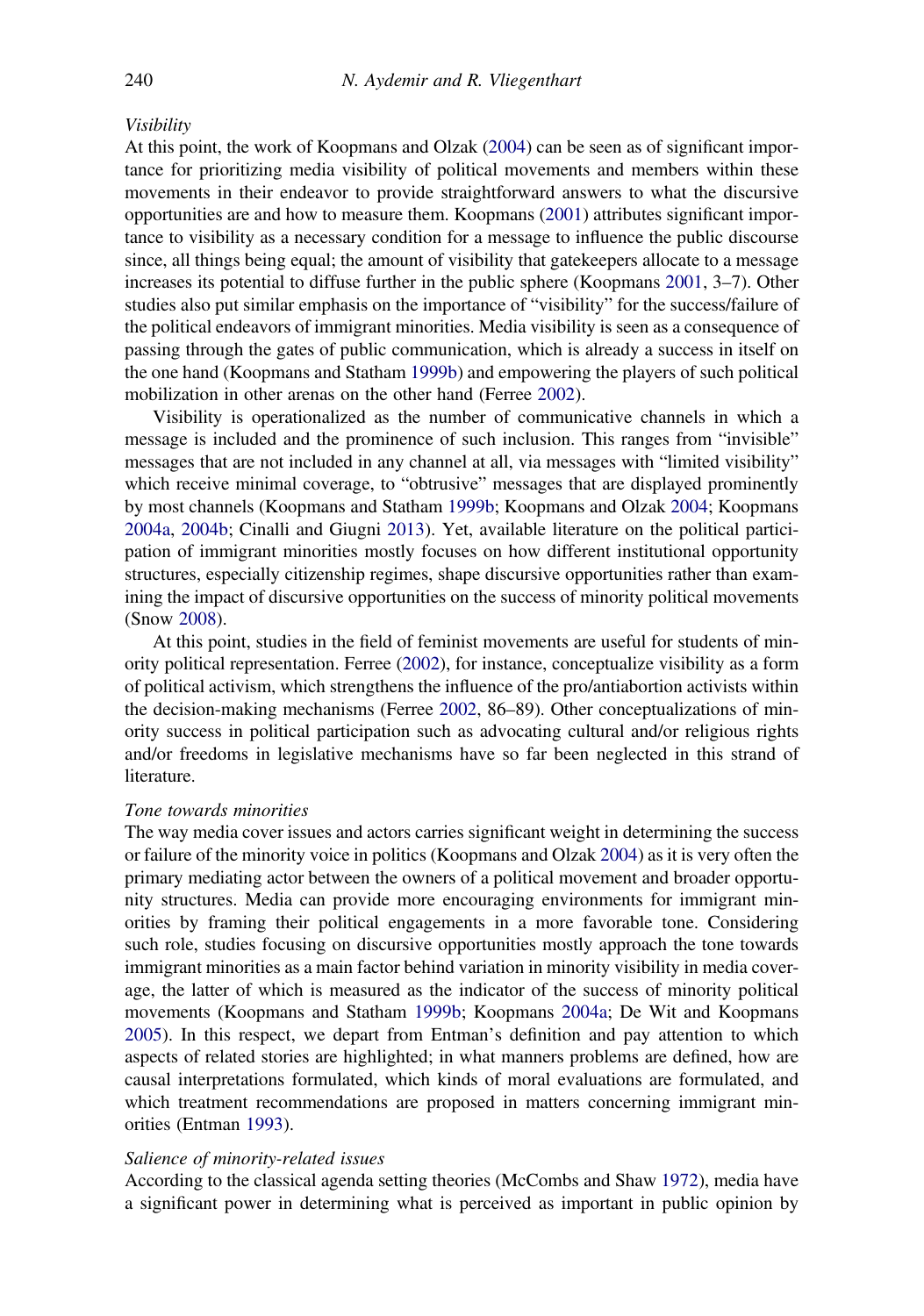*Visibility*

At this point, the work of Koopmans and Olzak (2004) can be seen as of significant importance for prioritizing media visibility of political movements and members within these movements in their endeavor to provide straightforward answers to what the discursive opportunities are and how to measure them. Koopmans (2001) attributes significant importance to visibility as a necessary condition for a message to influence the public discourse since, all things being equal; the amount of visibility that gatekeepers allocate to a message increases its potential to diffuse further in the public sphere (Koopmans 2001, 3–7). Other studies also put similar emphasis on the importance of "visibility" for the success/failure of the political endeavors of immigrant minorities. Media visibility is seen as a consequence of passing through the gates of public communication, which is already a success in itself on the one hand (Koopmans and Statham 1999b) and empowering the players of such political mobilization in other arenas on the other hand (Ferree 2002).

Visibility is operationalized as the number of communicative channels in which a message is included and the prominence of such inclusion. This ranges from "invisible" messages that are not included in any channel at all, via messages with "limited visibility" which receive minimal coverage, to "obtrusive" messages that are displayed prominently by most channels (Koopmans and Statham 1999b; Koopmans and Olzak 2004; Koopmans 2004a, 2004b; Cinalli and Giugni 2013). Yet, available literature on the political participation of immigrant minorities mostly focuses on how different institutional opportunity structures, especially citizenship regimes, shape discursive opportunities rather than examining the impact of discursive opportunities on the success of minority political movements (Snow 2008).

At this point, studies in the field of feminist movements are useful for students of minority political representation. Ferree (2002), for instance, conceptualize visibility as a form of political activism, which strengthens the influence of the pro/antiabortion activists within the decision-making mechanisms (Ferree 2002, 86–89). Other conceptualizations of minority success in political participation such as advocating cultural and/or religious rights and/or freedoms in legislative mechanisms have so far been neglected in this strand of literature.

*Tone towards minorities*

The way media cover issues and actors carries significant weight in determining the success or failure of the minority voice in politics (Koopmans and Olzak 2004) as it is very often the primary mediating actor between the owners of a political movement and broader opportunity structures. Media can provide more encouraging environments for immigrant minorities by framing their political engagements in a more favorable tone. Considering such role, studies focusing on discursive opportunities mostly approach the tone towards immigrant minorities as a main factor behind variation in minority visibility in media coverage, the latter of which is measured as the indicator of the success of minority political movements (Koopmans and Statham 1999b; Koopmans 2004a; De Wit and Koopmans 2005). In this respect, we depart from Entman's definition and pay attention to which aspects of related stories are highlighted; in what manners problems are defined, how are causal interpretations formulated, which kinds of moral evaluations are formulated, and which treatment recommendations are proposed in matters concerning immigrant minorities (Entman 1993).

*Salience of minority-related issues*

According to the classical agenda setting theories (McCombs and Shaw 1972), media have a significant power in determining what is perceived as important in public opinion by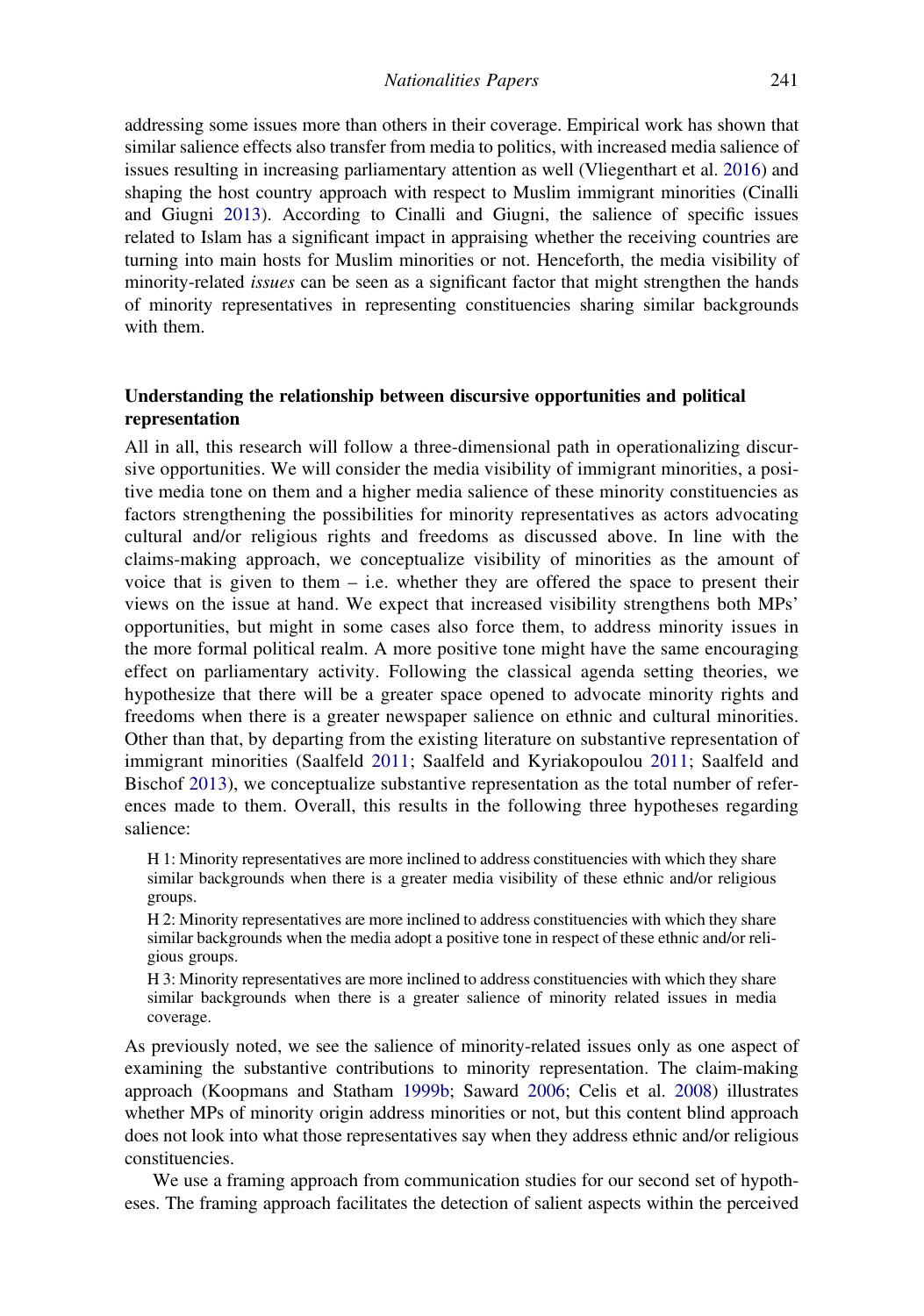addressing some issues more than others in their coverage. Empirical work has shown that similar salience effects also transfer from media to politics, with increased media salience of issues resulting in increasing parliamentary attention as well (Vliegenthart et al. 2016) and shaping the host country approach with respect to Muslim immigrant minorities (Cinalli and Giugni 2013). According to Cinalli and Giugni, the salience of specific issues related to Islam has a significant impact in appraising whether the receiving countries are turning into main hosts for Muslim minorities or not. Henceforth, the media visibility of minority-related *issues* can be seen as a significant factor that might strengthen the hands of minority representatives in representing constituencies sharing similar backgrounds with them.

## Understanding the relationship between discursive opportunities and political representation

All in all, this research will follow a three-dimensional path in operationalizing discursive opportunities. We will consider the media visibility of immigrant minorities, a positive media tone on them and a higher media salience of these minority constituencies as factors strengthening the possibilities for minority representatives as actors advocating cultural and/or religious rights and freedoms as discussed above. In line with the claims-making approach, we conceptualize visibility of minorities as the amount of voice that is given to them – i.e. whether they are offered the space to present their views on the issue at hand. We expect that increased visibility strengthens both MPs' opportunities, but might in some cases also force them, to address minority issues in the more formal political realm. A more positive tone might have the same encouraging effect on parliamentary activity. Following the classical agenda setting theories, we hypothesize that there will be a greater space opened to advocate minority rights and freedoms when there is a greater newspaper salience on ethnic and cultural minorities. Other than that, by departing from the existing literature on substantive representation of immigrant minorities (Saalfeld 2011; Saalfeld and Kyriakopoulou 2011; Saalfeld and Bischof 2013), we conceptualize substantive representation as the total number of references made to them. Overall, this results in the following three hypotheses regarding salience:

> H 1: Minority representatives are more inclined to address constituencies with which they share similar backgrounds when there is a greater media visibility of these ethnic and/or religious groups.
>
> H 2: Minority representatives are more inclined to address constituencies with which they share similar backgrounds when the media adopt a positive tone in respect of these ethnic and/or religious groups.
>
> H 3: Minority representatives are more inclined to address constituencies with which they share similar backgrounds when there is a greater salience of minority related issues in media coverage.

As previously noted, we see the salience of minority-related issues only as one aspect of examining the substantive contributions to minority representation. The claim-making approach (Koopmans and Statham 1999b; Saward 2006; Celis et al. 2008) illustrates whether MPs of minority origin address minorities or not, but this content blind approach does not look into what those representatives say when they address ethnic and/or religious constituencies.

We use a framing approach from communication studies for our second set of hypotheses. The framing approach facilitates the detection of salient aspects within the perceived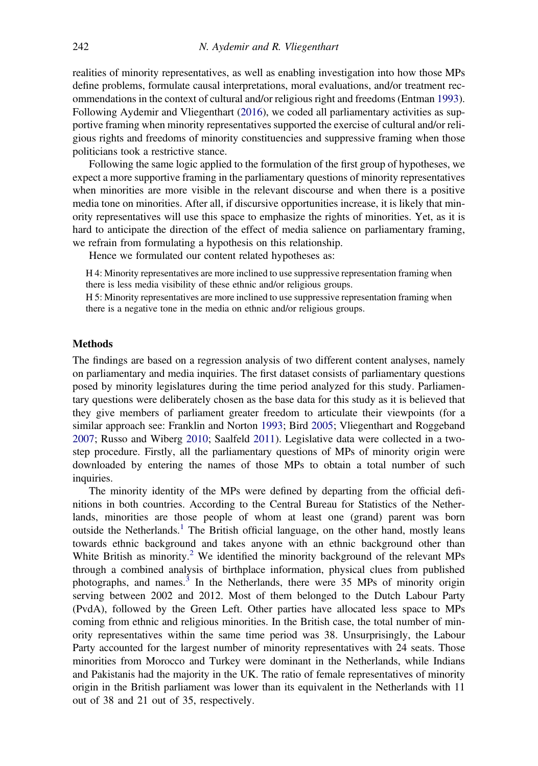realities of minority representatives, as well as enabling investigation into how those MPs define problems, formulate causal interpretations, moral evaluations, and/or treatment recommendations in the context of cultural and/or religious right and freedoms (Entman 1993). Following Aydemir and Vliegenthart (2016), we coded all parliamentary activities as supportive framing when minority representatives supported the exercise of cultural and/or religious rights and freedoms of minority constituencies and suppressive framing when those politicians took a restrictive stance.

Following the same logic applied to the formulation of the first group of hypotheses, we expect a more supportive framing in the parliamentary questions of minority representatives when minorities are more visible in the relevant discourse and when there is a positive media tone on minorities. After all, if discursive opportunities increase, it is likely that minority representatives will use this space to emphasize the rights of minorities. Yet, as it is hard to anticipate the direction of the effect of media salience on parliamentary framing, we refrain from formulating a hypothesis on this relationship.

Hence we formulated our content related hypotheses as:

H 4: Minority representatives are more inclined to use suppressive representation framing when there is less media visibility of these ethnic and/or religious groups.

H 5: Minority representatives are more inclined to use suppressive representation framing when there is a negative tone in the media on ethnic and/or religious groups.

## Methods

The findings are based on a regression analysis of two different content analyses, namely on parliamentary and media inquiries. The first dataset consists of parliamentary questions posed by minority legislatures during the time period analyzed for this study. Parliamentary questions were deliberately chosen as the base data for this study as it is believed that they give members of parliament greater freedom to articulate their viewpoints (for a similar approach see: Franklin and Norton 1993; Bird 2005; Vliegenthart and Roggeband 2007; Russo and Wiberg 2010; Saalfeld 2011). Legislative data were collected in a two-step procedure. Firstly, all the parliamentary questions of MPs of minority origin were downloaded by entering the names of those MPs to obtain a total number of such inquiries.

The minority identity of the MPs were defined by departing from the official definitions in both countries. According to the Central Bureau for Statistics of the Netherlands, minorities are those people of whom at least one (grand) parent was born outside the Netherlands.[1] The British official language, on the other hand, mostly leans towards ethnic background and takes anyone with an ethnic background other than White British as minority.[2] We identified the minority background of the relevant MPs through a combined analysis of birthplace information, physical clues from published photographs, and names.[3] In the Netherlands, there were 35 MPs of minority origin serving between 2002 and 2012. Most of them belonged to the Dutch Labour Party (PvdA), followed by the Green Left. Other parties have allocated less space to MPs coming from ethnic and religious minorities. In the British case, the total number of minority representatives within the same time period was 38. Unsurprisingly, the Labour Party accounted for the largest number of minority representatives with 24 seats. Those minorities from Morocco and Turkey were dominant in the Netherlands, while Indians and Pakistanis had the majority in the UK. The ratio of female representatives of minority origin in the British parliament was lower than its equivalent in the Netherlands with 11 out of 38 and 21 out of 35, respectively.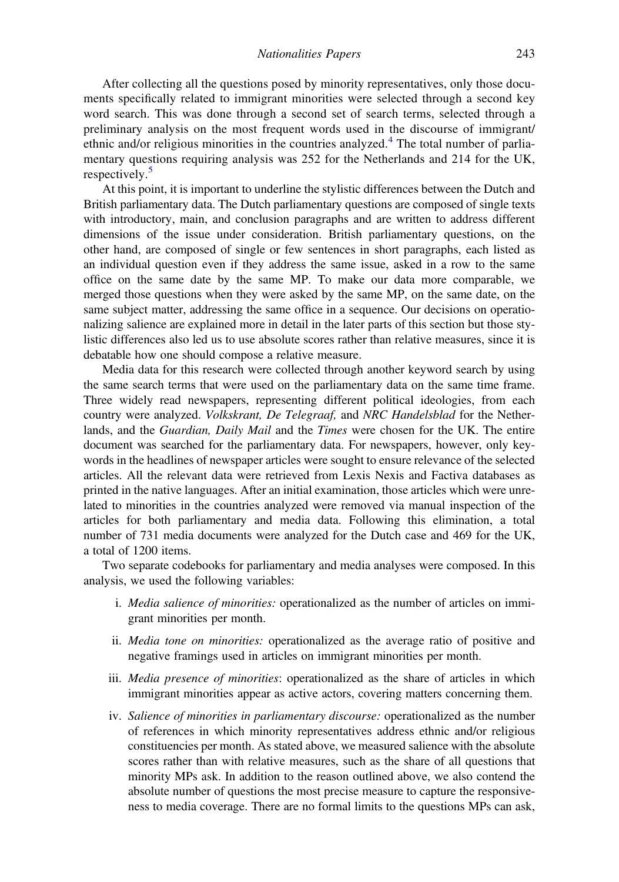After collecting all the questions posed by minority representatives, only those documents specifically related to immigrant minorities were selected through a second key word search. This was done through a second set of search terms, selected through a preliminary analysis on the most frequent words used in the discourse of immigrant/ethnic and/or religious minorities in the countries analyzed.[4] The total number of parliamentary questions requiring analysis was 252 for the Netherlands and 214 for the UK, respectively.[5]

At this point, it is important to underline the stylistic differences between the Dutch and British parliamentary data. The Dutch parliamentary questions are composed of single texts with introductory, main, and conclusion paragraphs and are written to address different dimensions of the issue under consideration. British parliamentary questions, on the other hand, are composed of single or few sentences in short paragraphs, each listed as an individual question even if they address the same issue, asked in a row to the same office on the same date by the same MP. To make our data more comparable, we merged those questions when they were asked by the same MP, on the same date, on the same subject matter, addressing the same office in a sequence. Our decisions on operationalizing salience are explained more in detail in the later parts of this section but those stylistic differences also led us to use absolute scores rather than relative measures, since it is debatable how one should compose a relative measure.

Media data for this research were collected through another keyword search by using the same search terms that were used on the parliamentary data on the same time frame. Three widely read newspapers, representing different political ideologies, from each country were analyzed. *Volkskrant, De Telegraaf,* and *NRC Handelsblad* for the Netherlands, and the *Guardian, Daily Mail* and the *Times* were chosen for the UK. The entire document was searched for the parliamentary data. For newspapers, however, only keywords in the headlines of newspaper articles were sought to ensure relevance of the selected articles. All the relevant data were retrieved from Lexis Nexis and Factiva databases as printed in the native languages. After an initial examination, those articles which were unrelated to minorities in the countries analyzed were removed via manual inspection of the articles for both parliamentary and media data. Following this elimination, a total number of 731 media documents were analyzed for the Dutch case and 469 for the UK, a total of 1200 items.

Two separate codebooks for parliamentary and media analyses were composed. In this analysis, we used the following variables:

i. *Media salience of minorities:* operationalized as the number of articles on immigrant minorities per month.

ii. *Media tone on minorities:* operationalized as the average ratio of positive and negative framings used in articles on immigrant minorities per month.

iii. *Media presence of minorities*: operationalized as the share of articles in which immigrant minorities appear as active actors, covering matters concerning them.

iv. *Salience of minorities in parliamentary discourse:* operationalized as the number of references in which minority representatives address ethnic and/or religious constituencies per month. As stated above, we measured salience with the absolute scores rather than with relative measures, such as the share of all questions that minority MPs ask. In addition to the reason outlined above, we also contend the absolute number of questions the most precise measure to capture the responsiveness to media coverage. There are no formal limits to the questions MPs can ask,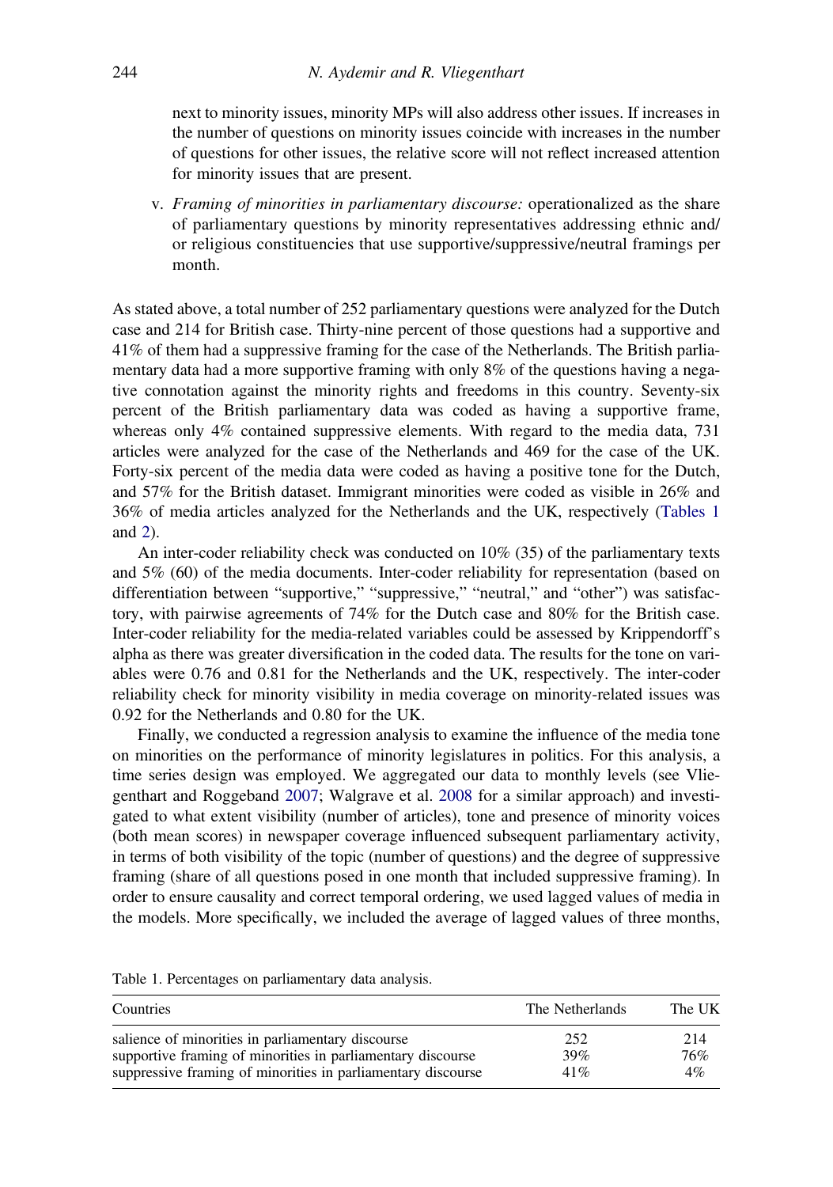next to minority issues, minority MPs will also address other issues. If increases in the number of questions on minority issues coincide with increases in the number of questions for other issues, the relative score will not reflect increased attention for minority issues that are present.

v. *Framing of minorities in parliamentary discourse:* operationalized as the share of parliamentary questions by minority representatives addressing ethnic and/or religious constituencies that use supportive/suppressive/neutral framings per month.

As stated above, a total number of 252 parliamentary questions were analyzed for the Dutch case and 214 for British case. Thirty-nine percent of those questions had a supportive and 41% of them had a suppressive framing for the case of the Netherlands. The British parliamentary data had a more supportive framing with only 8% of the questions having a negative connotation against the minority rights and freedoms in this country. Seventy-six percent of the British parliamentary data was coded as having a supportive frame, whereas only 4% contained suppressive elements. With regard to the media data, 731 articles were analyzed for the case of the Netherlands and 469 for the case of the UK. Forty-six percent of the media data were coded as having a positive tone for the Dutch, and 57% for the British dataset. Immigrant minorities were coded as visible in 26% and 36% of media articles analyzed for the Netherlands and the UK, respectively (Tables 1 and 2).

An inter-coder reliability check was conducted on 10% (35) of the parliamentary texts and 5% (60) of the media documents. Inter-coder reliability for representation (based on differentiation between "supportive," "suppressive," "neutral," and "other") was satisfactory, with pairwise agreements of 74% for the Dutch case and 80% for the British case. Inter-coder reliability for the media-related variables could be assessed by Krippendorff's alpha as there was greater diversification in the coded data. The results for the tone on variables were 0.76 and 0.81 for the Netherlands and the UK, respectively. The inter-coder reliability check for minority visibility in media coverage on minority-related issues was 0.92 for the Netherlands and 0.80 for the UK.

Finally, we conducted a regression analysis to examine the influence of the media tone on minorities on the performance of minority legislatures in politics. For this analysis, a time series design was employed. We aggregated our data to monthly levels (see Vliegenthart and Roggeband 2007; Walgrave et al. 2008 for a similar approach) and investigated to what extent visibility (number of articles), tone and presence of minority voices (both mean scores) in newspaper coverage influenced subsequent parliamentary activity, in terms of both visibility of the topic (number of questions) and the degree of suppressive framing (share of all questions posed in one month that included suppressive framing). In order to ensure causality and correct temporal ordering, we used lagged values of media in the models. More specifically, we included the average of lagged values of three months,

Table 1. Percentages on parliamentary data analysis.

| Countries | The Netherlands | The UK |
|---|---|---|
| salience of minorities in parliamentary discourse | 252 | 214 |
| supportive framing of minorities in parliamentary discourse | 39% | 76% |
| suppressive framing of minorities in parliamentary discourse | 41% | 4% |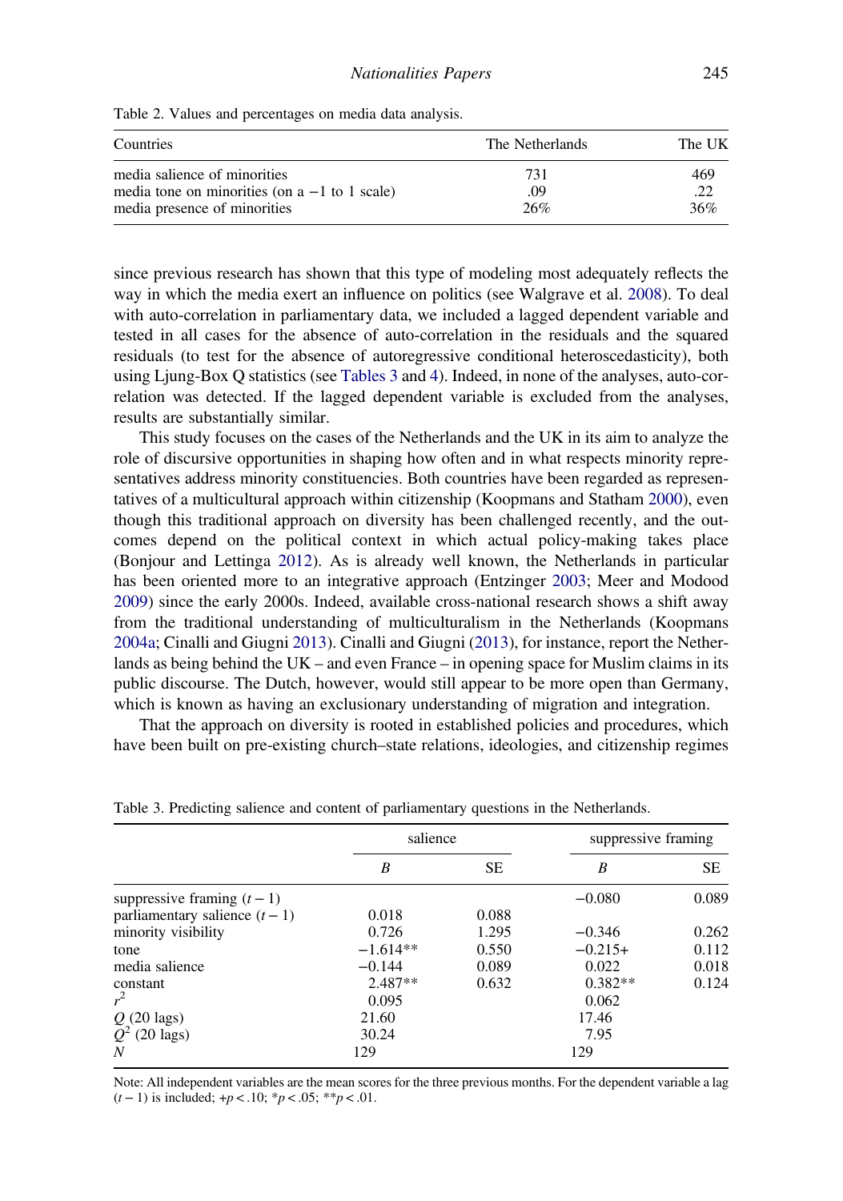Table 2. Values and percentages on media data analysis.

| Countries | The Netherlands | The UK |
|---|---|---|
| media salience of minorities | 731 | 469 |
| media tone on minorities (on a −1 to 1 scale) | .09 | .22 |
| media presence of minorities | 26% | 36% |

since previous research has shown that this type of modeling most adequately reflects the way in which the media exert an influence on politics (see Walgrave et al. 2008). To deal with auto-correlation in parliamentary data, we included a lagged dependent variable and tested in all cases for the absence of auto-correlation in the residuals and the squared residuals (to test for the absence of autoregressive conditional heteroscedasticity), both using Ljung-Box Q statistics (see Tables 3 and 4). Indeed, in none of the analyses, auto-correlation was detected. If the lagged dependent variable is excluded from the analyses, results are substantially similar.

This study focuses on the cases of the Netherlands and the UK in its aim to analyze the role of discursive opportunities in shaping how often and in what respects minority representatives address minority constituencies. Both countries have been regarded as representatives of a multicultural approach within citizenship (Koopmans and Statham 2000), even though this traditional approach on diversity has been challenged recently, and the outcomes depend on the political context in which actual policy-making takes place (Bonjour and Lettinga 2012). As is already well known, the Netherlands in particular has been oriented more to an integrative approach (Entzinger 2003; Meer and Modood 2009) since the early 2000s. Indeed, available cross-national research shows a shift away from the traditional understanding of multiculturalism in the Netherlands (Koopmans 2004a; Cinalli and Giugni 2013). Cinalli and Giugni (2013), for instance, report the Netherlands as being behind the UK – and even France – in opening space for Muslim claims in its public discourse. The Dutch, however, would still appear to be more open than Germany, which is known as having an exclusionary understanding of migration and integration.

That the approach on diversity is rooted in established policies and procedures, which have been built on pre-existing church–state relations, ideologies, and citizenship regimes

Table 3. Predicting salience and content of parliamentary questions in the Netherlands.

| | salience | | suppressive framing | |
|---|---|---|---|---|
| | *B* | SE | *B* | SE |
| suppressive framing ($t-1$) | | | −0.080 | 0.089 |
| parliamentary salience ($t-1$) | 0.018 | 0.088 | | |
| minority visibility | 0.726 | 1.295 | −0.346 | 0.262 |
| tone | −1.614** | 0.550 | −0.215+ | 0.112 |
| media salience | −0.144 | 0.089 | 0.022 | 0.018 |
| constant | 2.487** | 0.632 | 0.382** | 0.124 |
| $r^2$ | 0.095 | | 0.062 | |
| $Q$ (20 lags) | 21.60 | | 17.46 | |
| $Q^2$ (20 lags) | 30.24 | | 7.95 | |
| $N$ | 129 | | 129 | |

Note: All independent variables are the mean scores for the three previous months. For the dependent variable a lag ($t-1$) is included; +$p < .10$; *$p < .05$; **$p < .01$.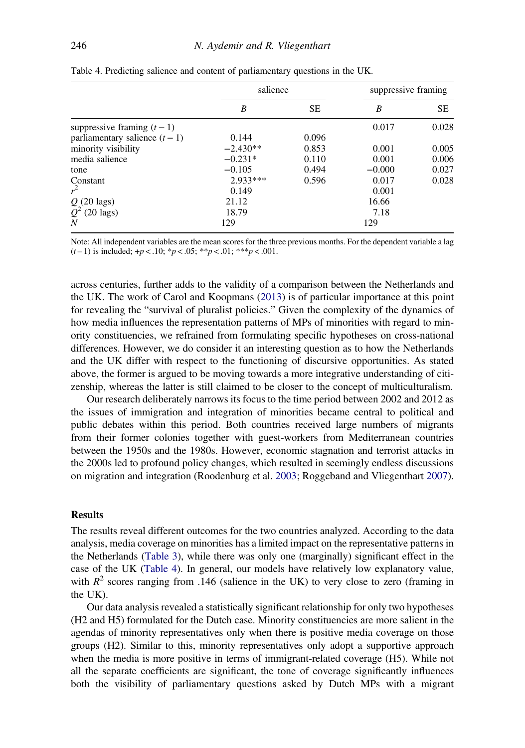Table 4. Predicting salience and content of parliamentary questions in the UK.

| | salience | | suppressive framing | |
|---|---|---|---|---|
| | *B* | SE | *B* | SE |
| suppressive framing $(t-1)$ | | | 0.017 | 0.028 |
| parliamentary salience $(t-1)$ | 0.144 | 0.096 | | |
| minority visibility | −2.430** | 0.853 | 0.001 | 0.005 |
| media salience | −0.231* | 0.110 | 0.001 | 0.006 |
| tone | −0.105 | 0.494 | −0.000 | 0.027 |
| Constant | 2.933*** | 0.596 | 0.017 | 0.028 |
| $r^2$ | 0.149 | | 0.001 | |
| $Q$ (20 lags) | 21.12 | | 16.66 | |
| $Q^2$ (20 lags) | 18.79 | | 7.18 | |
| $N$ | 129 | | 129 | |

Note: All independent variables are the mean scores for the three previous months. For the dependent variable a lag $(t-1)$ is included; $+p < .10$; $*p < .05$; $**p < .01$; $***p < .001$.

across centuries, further adds to the validity of a comparison between the Netherlands and the UK. The work of Carol and Koopmans (2013) is of particular importance at this point for revealing the "survival of pluralist policies." Given the complexity of the dynamics of how media influences the representation patterns of MPs of minorities with regard to minority constituencies, we refrained from formulating specific hypotheses on cross-national differences. However, we do consider it an interesting question as to how the Netherlands and the UK differ with respect to the functioning of discursive opportunities. As stated above, the former is argued to be moving towards a more integrative understanding of citizenship, whereas the latter is still claimed to be closer to the concept of multiculturalism.

Our research deliberately narrows its focus to the time period between 2002 and 2012 as the issues of immigration and integration of minorities became central to political and public debates within this period. Both countries received large numbers of migrants from their former colonies together with guest-workers from Mediterranean countries between the 1950s and the 1980s. However, economic stagnation and terrorist attacks in the 2000s led to profound policy changes, which resulted in seemingly endless discussions on migration and integration (Roodenburg et al. 2003; Roggeband and Vliegenthart 2007).

## Results

The results reveal different outcomes for the two countries analyzed. According to the data analysis, media coverage on minorities has a limited impact on the representative patterns in the Netherlands (Table 3), while there was only one (marginally) significant effect in the case of the UK (Table 4). In general, our models have relatively low explanatory value, with $R^2$ scores ranging from .146 (salience in the UK) to very close to zero (framing in the UK).

Our data analysis revealed a statistically significant relationship for only two hypotheses (H2 and H5) formulated for the Dutch case. Minority constituencies are more salient in the agendas of minority representatives only when there is positive media coverage on those groups (H2). Similar to this, minority representatives only adopt a supportive approach when the media is more positive in terms of immigrant-related coverage (H5). While not all the separate coefficients are significant, the tone of coverage significantly influences both the visibility of parliamentary questions asked by Dutch MPs with a migrant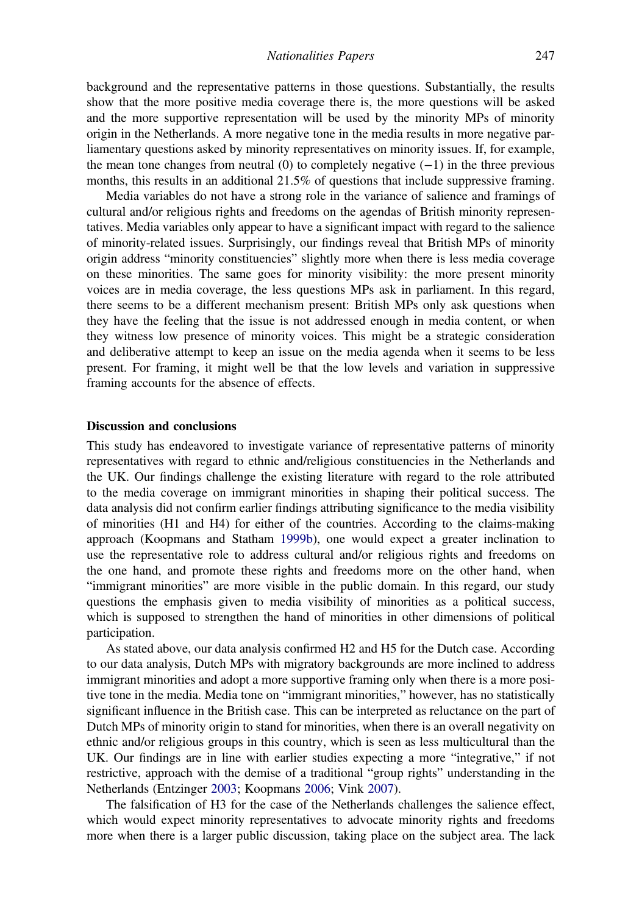background and the representative patterns in those questions. Substantially, the results show that the more positive media coverage there is, the more questions will be asked and the more supportive representation will be used by the minority MPs of minority origin in the Netherlands. A more negative tone in the media results in more negative parliamentary questions asked by minority representatives on minority issues. If, for example, the mean tone changes from neutral (0) to completely negative (−1) in the three previous months, this results in an additional 21.5% of questions that include suppressive framing.

Media variables do not have a strong role in the variance of salience and framings of cultural and/or religious rights and freedoms on the agendas of British minority representatives. Media variables only appear to have a significant impact with regard to the salience of minority-related issues. Surprisingly, our findings reveal that British MPs of minority origin address "minority constituencies" slightly more when there is less media coverage on these minorities. The same goes for minority visibility: the more present minority voices are in media coverage, the less questions MPs ask in parliament. In this regard, there seems to be a different mechanism present: British MPs only ask questions when they have the feeling that the issue is not addressed enough in media content, or when they witness low presence of minority voices. This might be a strategic consideration and deliberative attempt to keep an issue on the media agenda when it seems to be less present. For framing, it might well be that the low levels and variation in suppressive framing accounts for the absence of effects.

## Discussion and conclusions

This study has endeavored to investigate variance of representative patterns of minority representatives with regard to ethnic and/religious constituencies in the Netherlands and the UK. Our findings challenge the existing literature with regard to the role attributed to the media coverage on immigrant minorities in shaping their political success. The data analysis did not confirm earlier findings attributing significance to the media visibility of minorities (H1 and H4) for either of the countries. According to the claims-making approach (Koopmans and Statham 1999b), one would expect a greater inclination to use the representative role to address cultural and/or religious rights and freedoms on the one hand, and promote these rights and freedoms more on the other hand, when "immigrant minorities" are more visible in the public domain. In this regard, our study questions the emphasis given to media visibility of minorities as a political success, which is supposed to strengthen the hand of minorities in other dimensions of political participation.

As stated above, our data analysis confirmed H2 and H5 for the Dutch case. According to our data analysis, Dutch MPs with migratory backgrounds are more inclined to address immigrant minorities and adopt a more supportive framing only when there is a more positive tone in the media. Media tone on "immigrant minorities," however, has no statistically significant influence in the British case. This can be interpreted as reluctance on the part of Dutch MPs of minority origin to stand for minorities, when there is an overall negativity on ethnic and/or religious groups in this country, which is seen as less multicultural than the UK. Our findings are in line with earlier studies expecting a more "integrative," if not restrictive, approach with the demise of a traditional "group rights" understanding in the Netherlands (Entzinger 2003; Koopmans 2006; Vink 2007).

The falsification of H3 for the case of the Netherlands challenges the salience effect, which would expect minority representatives to advocate minority rights and freedoms more when there is a larger public discussion, taking place on the subject area. The lack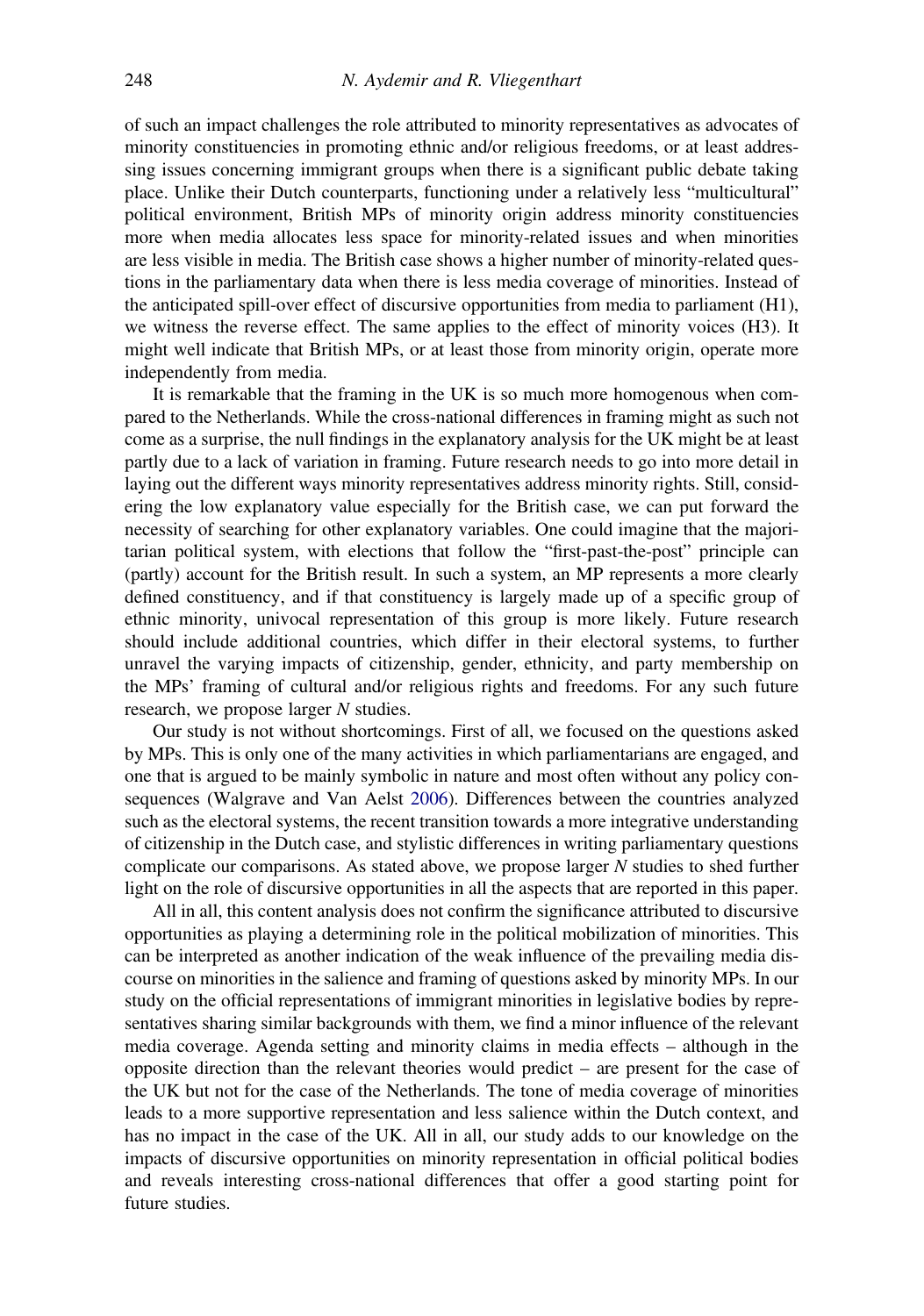of such an impact challenges the role attributed to minority representatives as advocates of minority constituencies in promoting ethnic and/or religious freedoms, or at least addressing issues concerning immigrant groups when there is a significant public debate taking place. Unlike their Dutch counterparts, functioning under a relatively less "multicultural" political environment, British MPs of minority origin address minority constituencies more when media allocates less space for minority-related issues and when minorities are less visible in media. The British case shows a higher number of minority-related questions in the parliamentary data when there is less media coverage of minorities. Instead of the anticipated spill-over effect of discursive opportunities from media to parliament (H1), we witness the reverse effect. The same applies to the effect of minority voices (H3). It might well indicate that British MPs, or at least those from minority origin, operate more independently from media.

It is remarkable that the framing in the UK is so much more homogenous when compared to the Netherlands. While the cross-national differences in framing might as such not come as a surprise, the null findings in the explanatory analysis for the UK might be at least partly due to a lack of variation in framing. Future research needs to go into more detail in laying out the different ways minority representatives address minority rights. Still, considering the low explanatory value especially for the British case, we can put forward the necessity of searching for other explanatory variables. One could imagine that the majoritarian political system, with elections that follow the "first-past-the-post" principle can (partly) account for the British result. In such a system, an MP represents a more clearly defined constituency, and if that constituency is largely made up of a specific group of ethnic minority, univocal representation of this group is more likely. Future research should include additional countries, which differ in their electoral systems, to further unravel the varying impacts of citizenship, gender, ethnicity, and party membership on the MPs' framing of cultural and/or religious rights and freedoms. For any such future research, we propose larger *N* studies.

Our study is not without shortcomings. First of all, we focused on the questions asked by MPs. This is only one of the many activities in which parliamentarians are engaged, and one that is argued to be mainly symbolic in nature and most often without any policy consequences (Walgrave and Van Aelst 2006). Differences between the countries analyzed such as the electoral systems, the recent transition towards a more integrative understanding of citizenship in the Dutch case, and stylistic differences in writing parliamentary questions complicate our comparisons. As stated above, we propose larger *N* studies to shed further light on the role of discursive opportunities in all the aspects that are reported in this paper.

All in all, this content analysis does not confirm the significance attributed to discursive opportunities as playing a determining role in the political mobilization of minorities. This can be interpreted as another indication of the weak influence of the prevailing media discourse on minorities in the salience and framing of questions asked by minority MPs. In our study on the official representations of immigrant minorities in legislative bodies by representatives sharing similar backgrounds with them, we find a minor influence of the relevant media coverage. Agenda setting and minority claims in media effects – although in the opposite direction than the relevant theories would predict – are present for the case of the UK but not for the case of the Netherlands. The tone of media coverage of minorities leads to a more supportive representation and less salience within the Dutch context, and has no impact in the case of the UK. All in all, our study adds to our knowledge on the impacts of discursive opportunities on minority representation in official political bodies and reveals interesting cross-national differences that offer a good starting point for future studies.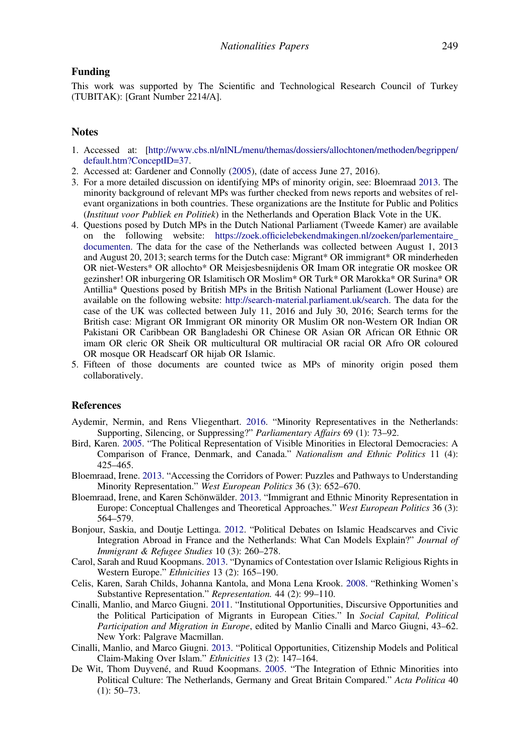## Funding

This work was supported by The Scientific and Technological Research Council of Turkey (TUBITAK): [Grant Number 2214/A].

## Notes

1. Accessed at: [http://www.cbs.nl/nlNL/menu/themas/dossiers/allochtonen/methoden/begrippen/default.htm?ConceptID=37.
2. Accessed at: Gardener and Connolly (2005), (date of access June 27, 2016).
3. For a more detailed discussion on identifying MPs of minority origin, see: Bloemraad 2013. The minority background of relevant MPs was further checked from news reports and websites of relevant organizations in both countries. These organizations are the Institute for Public and Politics (*Instituut voor Publiek en Politiek*) in the Netherlands and Operation Black Vote in the UK.
4. Questions posed by Dutch MPs in the Dutch National Parliament (Tweede Kamer) are available on the following website: https://zoek.officielebekendmakingen.nl/zoeken/parlementaire_documenten. The data for the case of the Netherlands was collected between August 1, 2013 and August 20, 2013; search terms for the Dutch case: Migrant* OR immigrant* OR minderheden OR niet-Westers* OR allochto* OR Meisjesbesnijdenis OR Imam OR integratie OR moskee OR gezinsher! OR inburgering OR Islamitisch OR Moslim* OR Turk* OR Marokka* OR Surina* OR Antillia* Questions posed by British MPs in the British National Parliament (Lower House) are available on the following website: http://search-material.parliament.uk/search. The data for the case of the UK was collected between July 11, 2016 and July 30, 2016; Search terms for the British case: Migrant OR Immigrant OR minority OR Muslim OR non-Western OR Indian OR Pakistani OR Caribbean OR Bangladeshi OR Chinese OR Asian OR African OR Ethnic OR imam OR cleric OR Sheik OR multicultural OR multiracial OR racial OR Afro OR coloured OR mosque OR Headscarf OR hijab OR Islamic.
5. Fifteen of those documents are counted twice as MPs of minority origin posed them collaboratively.

## References

Aydemir, Nermin, and Rens Vliegenthart. 2016. "Minority Representatives in the Netherlands: Supporting, Silencing, or Suppressing?" *Parliamentary Affairs* 69 (1): 73–92.

Bird, Karen. 2005. "The Political Representation of Visible Minorities in Electoral Democracies: A Comparison of France, Denmark, and Canada." *Nationalism and Ethnic Politics* 11 (4): 425–465.

Bloemraad, Irene. 2013. "Accessing the Corridors of Power: Puzzles and Pathways to Understanding Minority Representation." *West European Politics* 36 (3): 652–670.

Bloemraad, Irene, and Karen Schönwälder. 2013. "Immigrant and Ethnic Minority Representation in Europe: Conceptual Challenges and Theoretical Approaches." *West European Politics* 36 (3): 564–579.

Bonjour, Saskia, and Doutje Lettinga. 2012. "Political Debates on Islamic Headscarves and Civic Integration Abroad in France and the Netherlands: What Can Models Explain?" *Journal of Immigrant & Refugee Studies* 10 (3): 260–278.

Carol, Sarah and Ruud Koopmans. 2013. "Dynamics of Contestation over Islamic Religious Rights in Western Europe." *Ethnicities* 13 (2): 165–190.

Celis, Karen, Sarah Childs, Johanna Kantola, and Mona Lena Krook. 2008. "Rethinking Women's Substantive Representation." *Representation.* 44 (2): 99–110.

Cinalli, Manlio, and Marco Giugni. 2011. "Institutional Opportunities, Discursive Opportunities and the Political Participation of Migrants in European Cities." In *Social Capital, Political Participation and Migration in Europe*, edited by Manlio Cinalli and Marco Giugni, 43–62. New York: Palgrave Macmillan.

Cinalli, Manlio, and Marco Giugni. 2013. "Political Opportunities, Citizenship Models and Political Claim-Making Over Islam." *Ethnicities* 13 (2): 147–164.

De Wit, Thom Duyvené, and Ruud Koopmans. 2005. "The Integration of Ethnic Minorities into Political Culture: The Netherlands, Germany and Great Britain Compared." *Acta Politica* 40 (1): 50–73.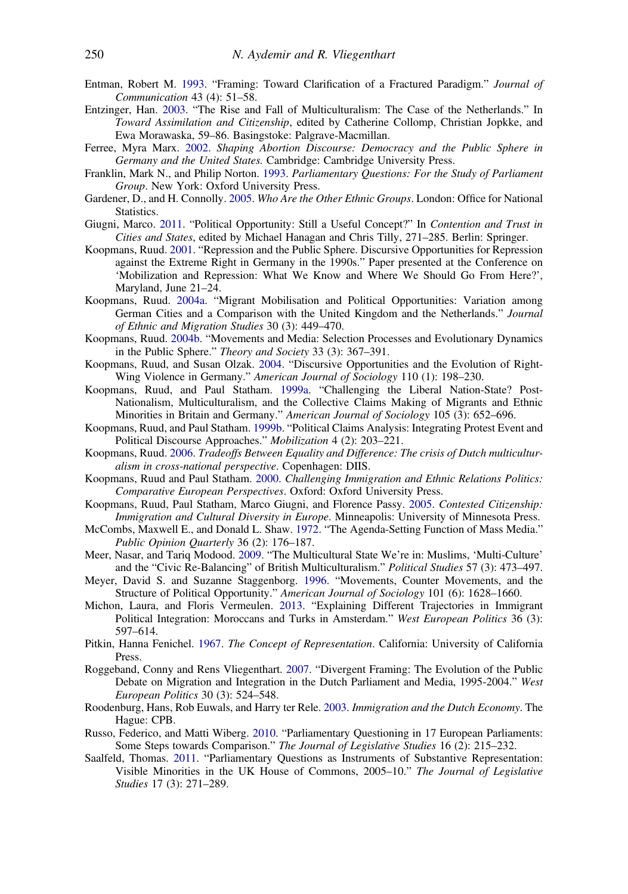Entman, Robert M. 1993. "Framing: Toward Clarification of a Fractured Paradigm." *Journal of Communication* 43 (4): 51–58.

Entzinger, Han. 2003. "The Rise and Fall of Multiculturalism: The Case of the Netherlands." In *Toward Assimilation and Citizenship*, edited by Catherine Collomp, Christian Jopkke, and Ewa Morawaska, 59–86. Basingstoke: Palgrave-Macmillan.

Ferree, Myra Marx. 2002. *Shaping Abortion Discourse: Democracy and the Public Sphere in Germany and the United States.* Cambridge: Cambridge University Press.

Franklin, Mark N., and Philip Norton. 1993. *Parliamentary Questions: For the Study of Parliament Group*. New York: Oxford University Press.

Gardener, D., and H. Connolly. 2005. *Who Are the Other Ethnic Groups*. London: Office for National Statistics.

Giugni, Marco. 2011. "Political Opportunity: Still a Useful Concept?" In *Contention and Trust in Cities and States*, edited by Michael Hanagan and Chris Tilly, 271–285. Berlin: Springer.

Koopmans, Ruud. 2001. "Repression and the Public Sphere. Discursive Opportunities for Repression against the Extreme Right in Germany in the 1990s." Paper presented at the Conference on 'Mobilization and Repression: What We Know and Where We Should Go From Here?', Maryland, June 21–24.

Koopmans, Ruud. 2004a. "Migrant Mobilisation and Political Opportunities: Variation among German Cities and a Comparison with the United Kingdom and the Netherlands." *Journal of Ethnic and Migration Studies* 30 (3): 449–470.

Koopmans, Ruud. 2004b. "Movements and Media: Selection Processes and Evolutionary Dynamics in the Public Sphere." *Theory and Society* 33 (3): 367–391.

Koopmans, Ruud, and Susan Olzak. 2004. "Discursive Opportunities and the Evolution of Right-Wing Violence in Germany." *American Journal of Sociology* 110 (1): 198–230.

Koopmans, Ruud, and Paul Statham. 1999a. "Challenging the Liberal Nation-State? Post-Nationalism, Multiculturalism, and the Collective Claims Making of Migrants and Ethnic Minorities in Britain and Germany." *American Journal of Sociology* 105 (3): 652–696.

Koopmans, Ruud, and Paul Statham. 1999b. "Political Claims Analysis: Integrating Protest Event and Political Discourse Approaches." *Mobilization* 4 (2): 203–221.

Koopmans, Ruud. 2006. *Tradeoffs Between Equality and Difference: The crisis of Dutch multiculturalism in cross-national perspective*. Copenhagen: DIIS.

Koopmans, Ruud and Paul Statham. 2000. *Challenging Immigration and Ethnic Relations Politics: Comparative European Perspectives*. Oxford: Oxford University Press.

Koopmans, Ruud, Paul Statham, Marco Giugni, and Florence Passy. 2005. *Contested Citizenship: Immigration and Cultural Diversity in Europe*. Minneapolis: University of Minnesota Press.

McCombs, Maxwell E., and Donald L. Shaw. 1972. "The Agenda-Setting Function of Mass Media." *Public Opinion Quarterly* 36 (2): 176–187.

Meer, Nasar, and Tariq Modood. 2009. "The Multicultural State We're in: Muslims, 'Multi-Culture' and the "Civic Re-Balancing" of British Multiculturalism." *Political Studies* 57 (3): 473–497.

Meyer, David S. and Suzanne Staggenborg. 1996. "Movements, Counter Movements, and the Structure of Political Opportunity." *American Journal of Sociology* 101 (6): 1628–1660.

Michon, Laura, and Floris Vermeulen. 2013. "Explaining Different Trajectories in Immigrant Political Integration: Moroccans and Turks in Amsterdam." *West European Politics* 36 (3): 597–614.

Pitkin, Hanna Fenichel. 1967. *The Concept of Representation*. California: University of California Press.

Roggeband, Conny and Rens Vliegenthart. 2007. "Divergent Framing: The Evolution of the Public Debate on Migration and Integration in the Dutch Parliament and Media, 1995-2004." *West European Politics* 30 (3): 524–548.

Roodenburg, Hans, Rob Euwals, and Harry ter Rele. 2003. *Immigration and the Dutch Economy*. The Hague: CPB.

Russo, Federico, and Matti Wiberg. 2010. "Parliamentary Questioning in 17 European Parliaments: Some Steps towards Comparison." *The Journal of Legislative Studies* 16 (2): 215–232.

Saalfeld, Thomas. 2011. "Parliamentary Questions as Instruments of Substantive Representation: Visible Minorities in the UK House of Commons, 2005–10." *The Journal of Legislative Studies* 17 (3): 271–289.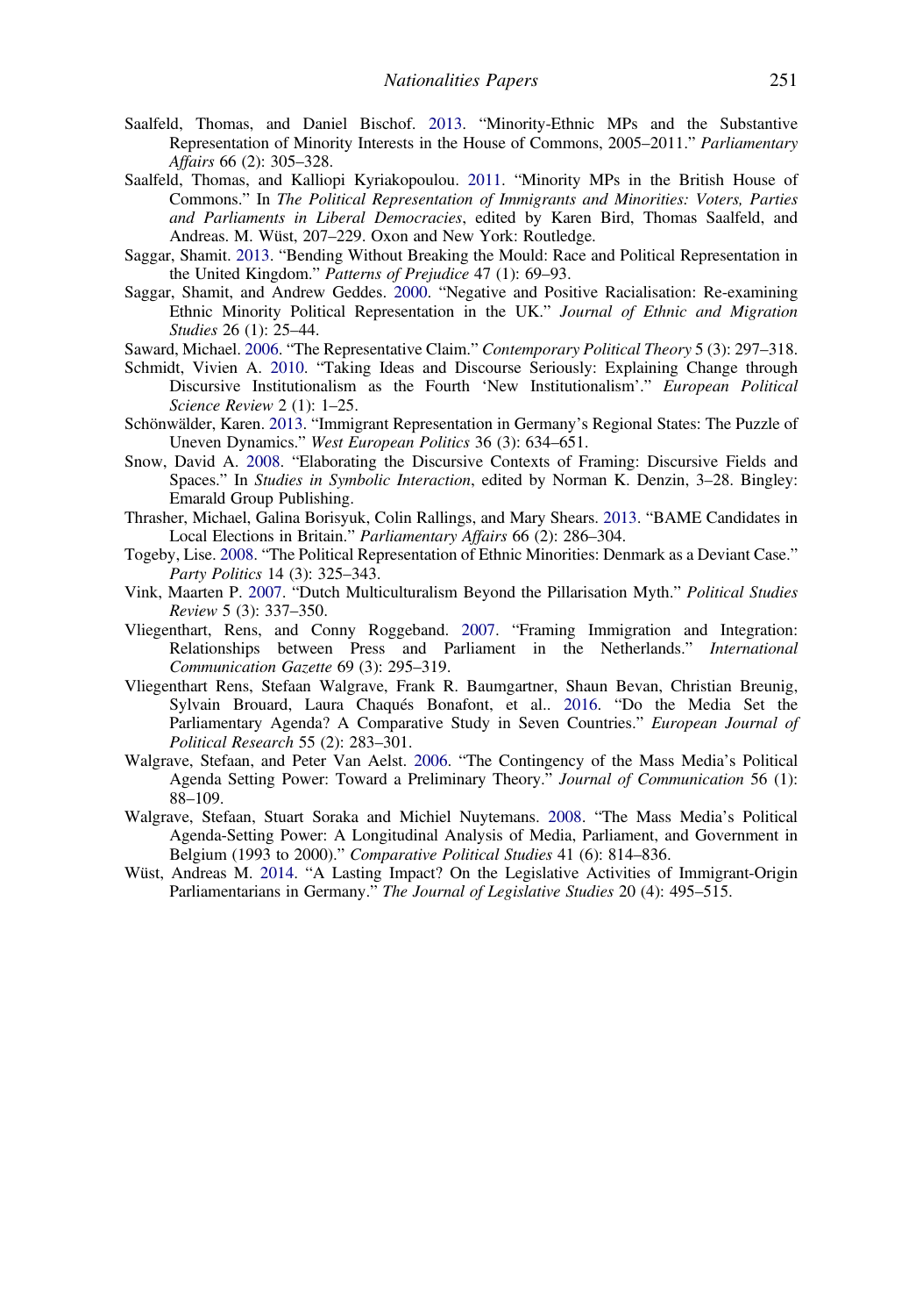Saalfeld, Thomas, and Daniel Bischof. 2013. "Minority-Ethnic MPs and the Substantive Representation of Minority Interests in the House of Commons, 2005–2011." *Parliamentary Affairs* 66 (2): 305–328.

Saalfeld, Thomas, and Kalliopi Kyriakopoulou. 2011. "Minority MPs in the British House of Commons." In *The Political Representation of Immigrants and Minorities: Voters, Parties and Parliaments in Liberal Democracies*, edited by Karen Bird, Thomas Saalfeld, and Andreas. M. Wüst, 207–229. Oxon and New York: Routledge.

Saggar, Shamit. 2013. "Bending Without Breaking the Mould: Race and Political Representation in the United Kingdom." *Patterns of Prejudice* 47 (1): 69–93.

Saggar, Shamit, and Andrew Geddes. 2000. "Negative and Positive Racialisation: Re-examining Ethnic Minority Political Representation in the UK." *Journal of Ethnic and Migration Studies* 26 (1): 25–44.

Saward, Michael. 2006. "The Representative Claim." *Contemporary Political Theory* 5 (3): 297–318.

Schmidt, Vivien A. 2010. "Taking Ideas and Discourse Seriously: Explaining Change through Discursive Institutionalism as the Fourth 'New Institutionalism'." *European Political Science Review* 2 (1): 1–25.

Schönwälder, Karen. 2013. "Immigrant Representation in Germany's Regional States: The Puzzle of Uneven Dynamics." *West European Politics* 36 (3): 634–651.

Snow, David A. 2008. "Elaborating the Discursive Contexts of Framing: Discursive Fields and Spaces." In *Studies in Symbolic Interaction*, edited by Norman K. Denzin, 3–28. Bingley: Emarald Group Publishing.

Thrasher, Michael, Galina Borisyuk, Colin Rallings, and Mary Shears. 2013. "BAME Candidates in Local Elections in Britain." *Parliamentary Affairs* 66 (2): 286–304.

Togeby, Lise. 2008. "The Political Representation of Ethnic Minorities: Denmark as a Deviant Case." *Party Politics* 14 (3): 325–343.

Vink, Maarten P. 2007. "Dutch Multiculturalism Beyond the Pillarisation Myth." *Political Studies Review* 5 (3): 337–350.

Vliegenthart, Rens, and Conny Roggeband. 2007. "Framing Immigration and Integration: Relationships between Press and Parliament in the Netherlands." *International Communication Gazette* 69 (3): 295–319.

Vliegenthart Rens, Stefaan Walgrave, Frank R. Baumgartner, Shaun Bevan, Christian Breunig, Sylvain Brouard, Laura Chaqués Bonafont, et al.. 2016. "Do the Media Set the Parliamentary Agenda? A Comparative Study in Seven Countries." *European Journal of Political Research* 55 (2): 283–301.

Walgrave, Stefaan, and Peter Van Aelst. 2006. "The Contingency of the Mass Media's Political Agenda Setting Power: Toward a Preliminary Theory." *Journal of Communication* 56 (1): 88–109.

Walgrave, Stefaan, Stuart Soraka and Michiel Nuytemans. 2008. "The Mass Media's Political Agenda-Setting Power: A Longitudinal Analysis of Media, Parliament, and Government in Belgium (1993 to 2000)." *Comparative Political Studies* 41 (6): 814–836.

Wüst, Andreas M. 2014. "A Lasting Impact? On the Legislative Activities of Immigrant-Origin Parliamentarians in Germany." *The Journal of Legislative Studies* 20 (4): 495–515.